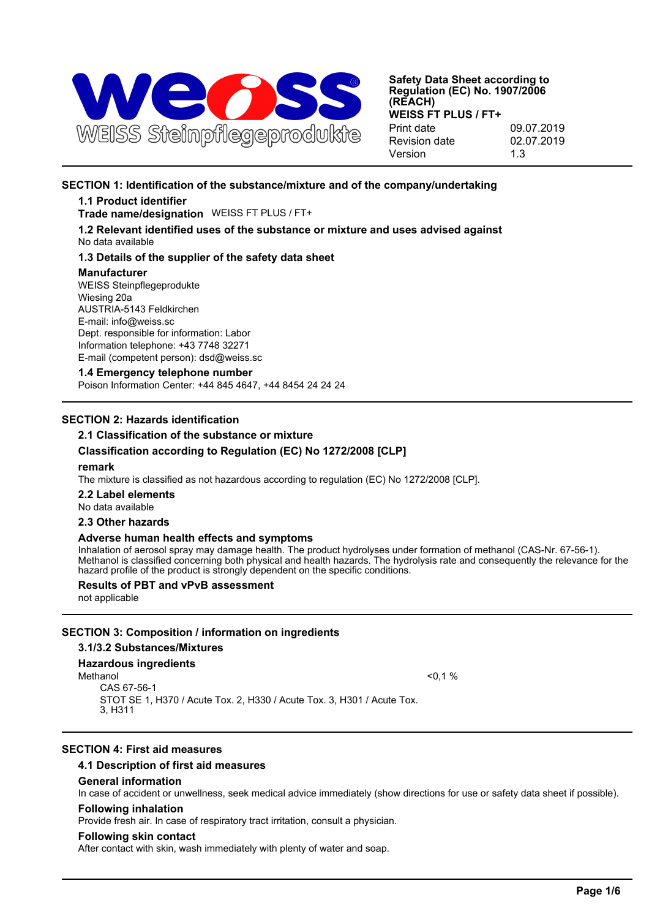**Safety Data Sheet according to Regulation (EC) No. 1907/2006 (REACH)**
**WEISS FT PLUS / FT+**

| | |
|---|---|
| Print date | 09.07.2019 |
| Revision date | 02.07.2019 |
| Version | 1.3 |

## SECTION 1: Identification of the substance/mixture and of the company/undertaking

### 1.1 Product identifier

**Trade name/designation** WEISS FT PLUS / FT+

### 1.2 Relevant identified uses of the substance or mixture and uses advised against

No data available

### 1.3 Details of the supplier of the safety data sheet

**Manufacturer**

WEISS Steinpflegeprodukte
Wiesing 20a
AUSTRIA-5143 Feldkirchen
E-mail: info@weiss.sc
Dept. responsible for information: Labor
Information telephone: +43 7748 32271
E-mail (competent person): dsd@weiss.sc

### 1.4 Emergency telephone number

Poison Information Center: +44 845 4647, +44 8454 24 24 24

## SECTION 2: Hazards identification

### 2.1 Classification of the substance or mixture

**Classification according to Regulation (EC) No 1272/2008 [CLP]**

**remark**

The mixture is classified as not hazardous according to regulation (EC) No 1272/2008 [CLP].

### 2.2 Label elements

No data available

### 2.3 Other hazards

**Adverse human health effects and symptoms**

Inhalation of aerosol spray may damage health. The product hydrolyses under formation of methanol (CAS-Nr. 67-56-1). Methanol is classified concerning both physical and health hazards. The hydrolysis rate and consequently the relevance for the hazard profile of the product is strongly dependent on the specific conditions.

**Results of PBT and vPvB assessment**

not applicable

## SECTION 3: Composition / information on ingredients

### 3.1/3.2 Substances/Mixtures

**Hazardous ingredients**

| Ingredient | Concentration |
|---|---|
| Methanol<br>CAS 67-56-1<br>STOT SE 1, H370 / Acute Tox. 2, H330 / Acute Tox. 3, H301 / Acute Tox. 3, H311 | <0,1 % |

## SECTION 4: First aid measures

### 4.1 Description of first aid measures

**General information**

In case of accident or unwellness, seek medical advice immediately (show directions for use or safety data sheet if possible).

**Following inhalation**

Provide fresh air. In case of respiratory tract irritation, consult a physician.

**Following skin contact**

After contact with skin, wash immediately with plenty of water and soap.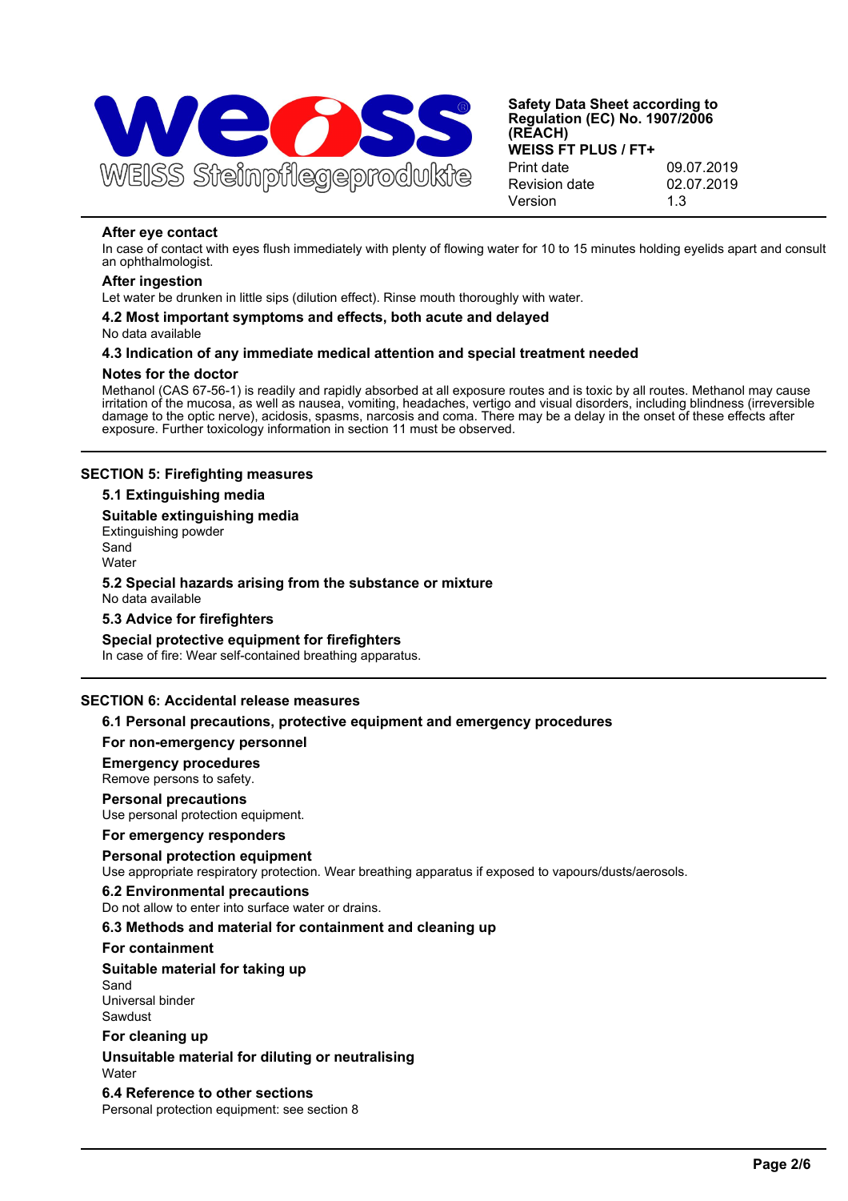#### After eye contact

In case of contact with eyes flush immediately with plenty of flowing water for 10 to 15 minutes holding eyelids apart and consult an ophthalmologist.

#### After ingestion

Let water be drunken in little sips (dilution effect). Rinse mouth thoroughly with water.

### 4.2 Most important symptoms and effects, both acute and delayed

No data available

### 4.3 Indication of any immediate medical attention and special treatment needed

#### Notes for the doctor

Methanol (CAS 67-56-1) is readily and rapidly absorbed at all exposure routes and is toxic by all routes. Methanol may cause irritation of the mucosa, as well as nausea, vomiting, headaches, vertigo and visual disorders, including blindness (irreversible damage to the optic nerve), acidosis, spasms, narcosis and coma. There may be a delay in the onset of these effects after exposure. Further toxicology information in section 11 must be observed.

## SECTION 5: Firefighting measures

### 5.1 Extinguishing media

#### Suitable extinguishing media

Extinguishing powder
Sand
Water

### 5.2 Special hazards arising from the substance or mixture

No data available

### 5.3 Advice for firefighters

#### Special protective equipment for firefighters

In case of fire: Wear self-contained breathing apparatus.

## SECTION 6: Accidental release measures

### 6.1 Personal precautions, protective equipment and emergency procedures

#### For non-emergency personnel

#### Emergency procedures

Remove persons to safety.

#### Personal precautions

Use personal protection equipment.

#### For emergency responders

#### Personal protection equipment

Use appropriate respiratory protection. Wear breathing apparatus if exposed to vapours/dusts/aerosols.

### 6.2 Environmental precautions

Do not allow to enter into surface water or drains.

### 6.3 Methods and material for containment and cleaning up

#### For containment

#### Suitable material for taking up

Sand
Universal binder
Sawdust

#### For cleaning up

#### Unsuitable material for diluting or neutralising

Water

### 6.4 Reference to other sections

Personal protection equipment: see section 8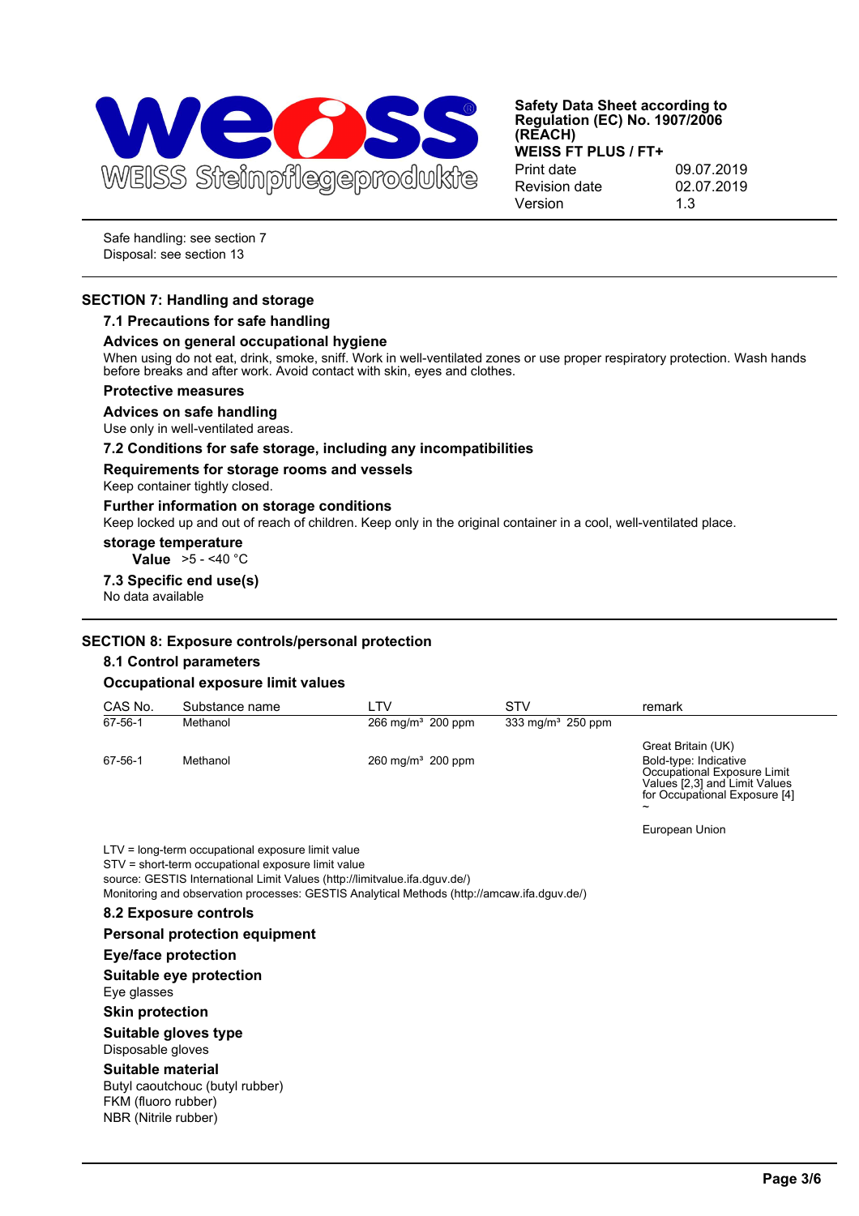Safe handling: see section 7
Disposal: see section 13

## SECTION 7: Handling and storage

### 7.1 Precautions for safe handling

#### Advices on general occupational hygiene

When using do not eat, drink, smoke, sniff. Work in well-ventilated zones or use proper respiratory protection. Wash hands before breaks and after work. Avoid contact with skin, eyes and clothes.

#### Protective measures

#### Advices on safe handling

Use only in well-ventilated areas.

### 7.2 Conditions for safe storage, including any incompatibilities

#### Requirements for storage rooms and vessels

Keep container tightly closed.

#### Further information on storage conditions

Keep locked up and out of reach of children. Keep only in the original container in a cool, well-ventilated place.

#### storage temperature

**Value** >5 - <40 °C

### 7.3 Specific end use(s)

No data available

## SECTION 8: Exposure controls/personal protection

### 8.1 Control parameters

#### Occupational exposure limit values

| CAS No. | Substance name | LTV | STV | remark |
|---|---|---|---|---|
| 67-56-1 | Methanol | 266 mg/m³ 200 ppm | 333 mg/m³ 250 ppm | Great Britain (UK) |
| 67-56-1 | Methanol | 260 mg/m³ 200 ppm | | Bold-type: Indicative Occupational Exposure Limit Values [2,3] and Limit Values for Occupational Exposure [4] ~ European Union |

LTV = long-term occupational exposure limit value
STV = short-term occupational exposure limit value
source: GESTIS International Limit Values (http://limitvalue.ifa.dguv.de/)
Monitoring and observation processes: GESTIS Analytical Methods (http://amcaw.ifa.dguv.de/)

### 8.2 Exposure controls

#### Personal protection equipment

#### Eye/face protection

#### Suitable eye protection

Eye glasses

#### Skin protection

#### Suitable gloves type

Disposable gloves

#### Suitable material

Butyl caoutchouc (butyl rubber)
FKM (fluoro rubber)
NBR (Nitrile rubber)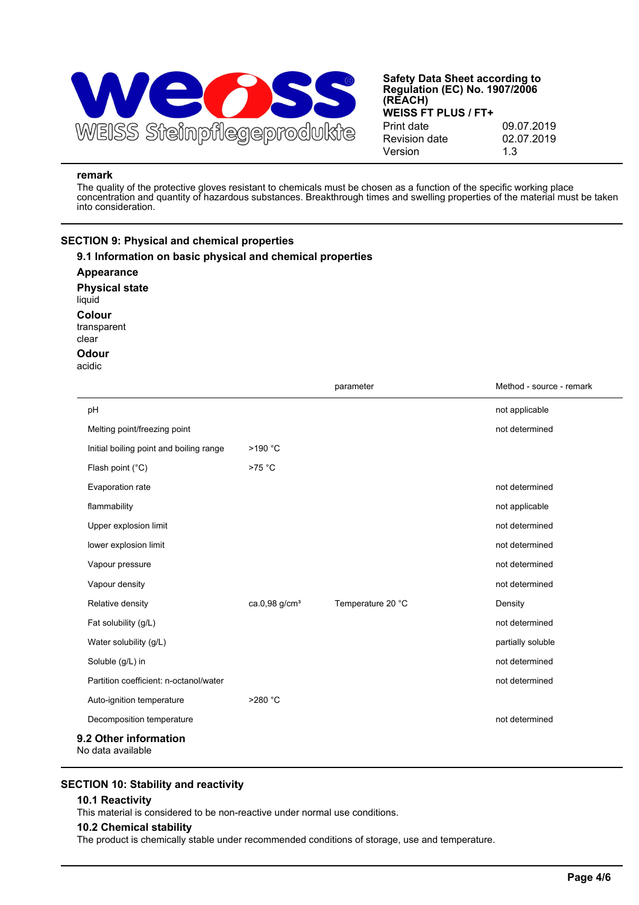**remark**

The quality of the protective gloves resistant to chemicals must be chosen as a function of the specific working place concentration and quantity of hazardous substances. Breakthrough times and swelling properties of the material must be taken into consideration.

## SECTION 9: Physical and chemical properties

### 9.1 Information on basic physical and chemical properties

**Appearance**

**Physical state**

liquid

**Colour**

transparent

clear

**Odour**

acidic

| | | parameter | Method - source - remark |
|---|---|---|---|
| pH | | | not applicable |
| Melting point/freezing point | | | not determined |
| Initial boiling point and boiling range | >190 °C | | |
| Flash point (°C) | >75 °C | | |
| Evaporation rate | | | not determined |
| flammability | | | not applicable |
| Upper explosion limit | | | not determined |
| lower explosion limit | | | not determined |
| Vapour pressure | | | not determined |
| Vapour density | | | not determined |
| Relative density | ca.0,98 g/cm³ | Temperature 20 °C | Density |
| Fat solubility (g/L) | | | not determined |
| Water solubility (g/L) | | | partially soluble |
| Soluble (g/L) in | | | not determined |
| Partition coefficient: n-octanol/water | | | not determined |
| Auto-ignition temperature | >280 °C | | |
| Decomposition temperature | | | not determined |

### 9.2 Other information

No data available

## SECTION 10: Stability and reactivity

### 10.1 Reactivity

This material is considered to be non-reactive under normal use conditions.

### 10.2 Chemical stability

The product is chemically stable under recommended conditions of storage, use and temperature.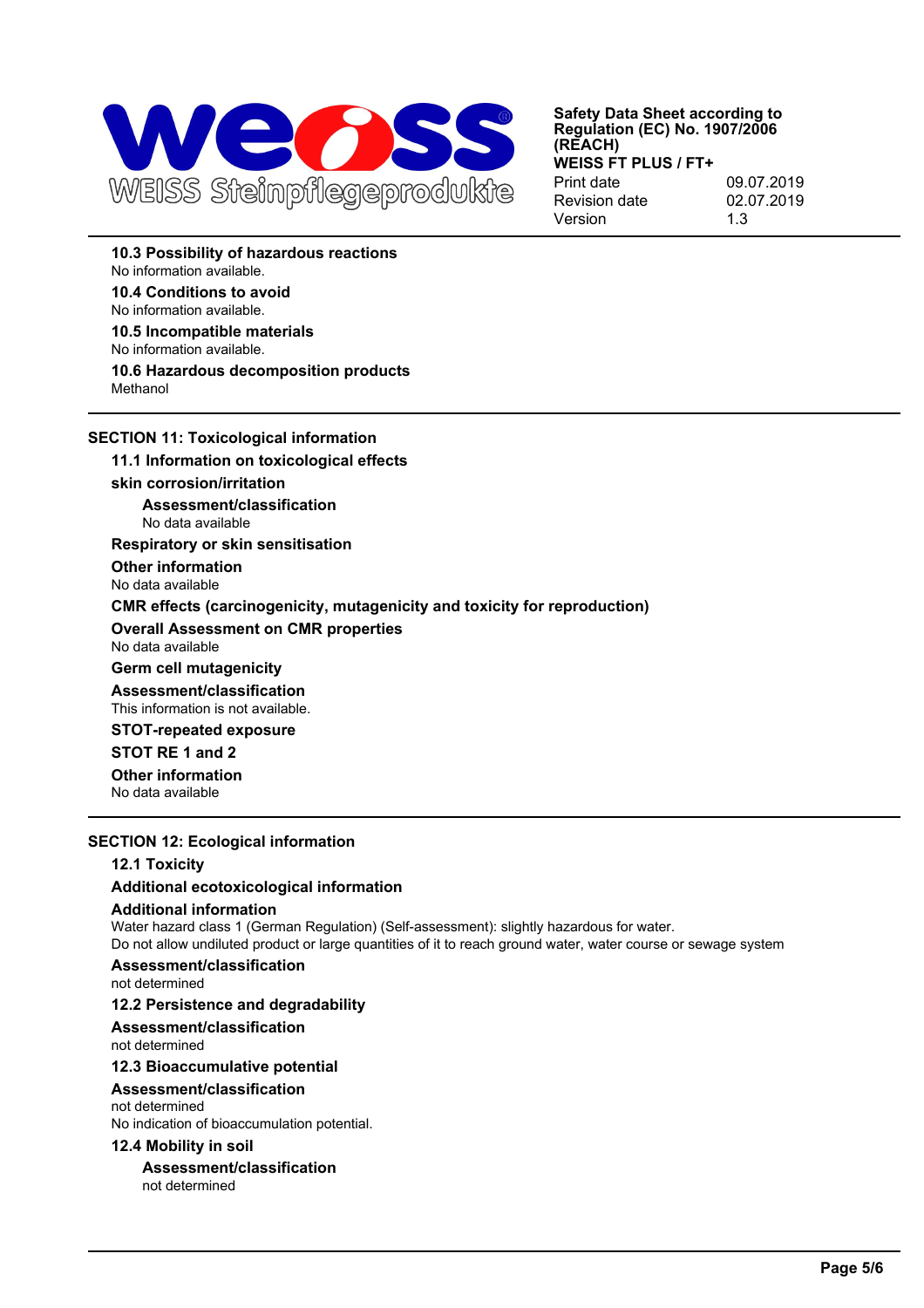### 10.3 Possibility of hazardous reactions

No information available.

### 10.4 Conditions to avoid

No information available.

### 10.5 Incompatible materials

No information available.

### 10.6 Hazardous decomposition products

Methanol

## SECTION 11: Toxicological information

### 11.1 Information on toxicological effects

**skin corrosion/irritation**

**Assessment/classification**

No data available

**Respiratory or skin sensitisation**

**Other information**

No data available

**CMR effects (carcinogenicity, mutagenicity and toxicity for reproduction)**

**Overall Assessment on CMR properties**

No data available

**Germ cell mutagenicity**

**Assessment/classification**

This information is not available.

**STOT-repeated exposure**

**STOT RE 1 and 2**

**Other information**

No data available

## SECTION 12: Ecological information

### 12.1 Toxicity

**Additional ecotoxicological information**

**Additional information**

Water hazard class 1 (German Regulation) (Self-assessment): slightly hazardous for water.
Do not allow undiluted product or large quantities of it to reach ground water, water course or sewage system

**Assessment/classification**

not determined

### 12.2 Persistence and degradability

**Assessment/classification**

not determined

### 12.3 Bioaccumulative potential

**Assessment/classification**

not determined
No indication of bioaccumulation potential.

### 12.4 Mobility in soil

**Assessment/classification**

not determined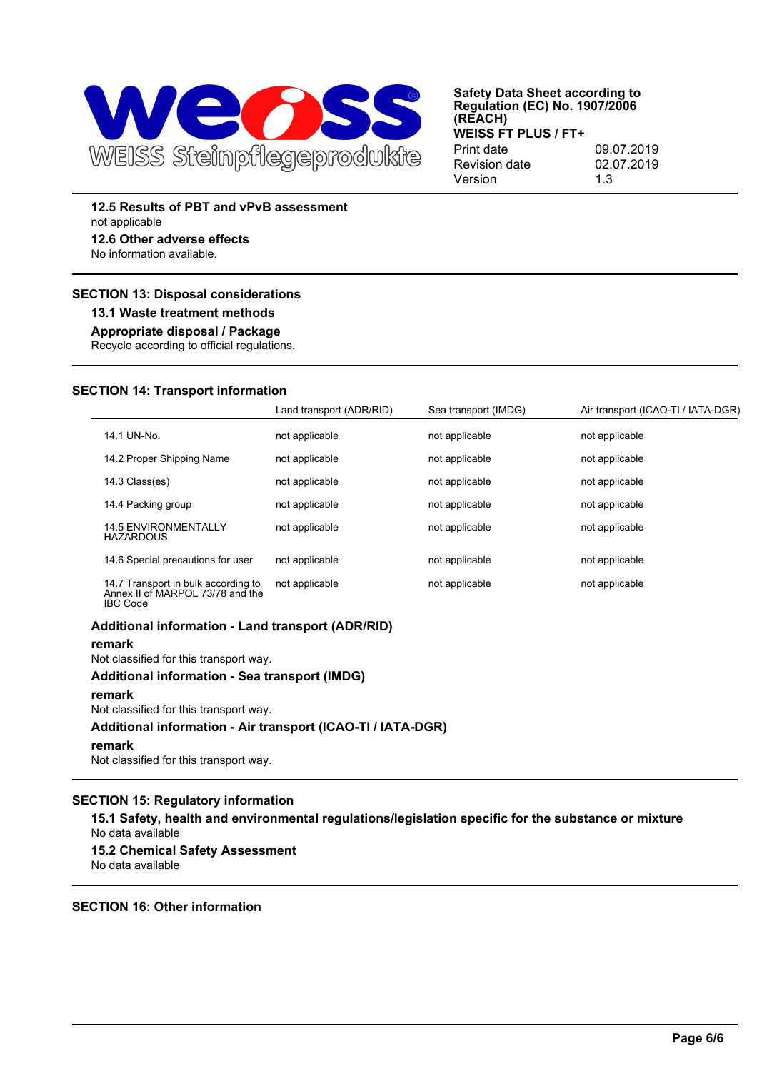### 12.5 Results of PBT and vPvB assessment

not applicable

### 12.6 Other adverse effects

No information available.

## SECTION 13: Disposal considerations

### 13.1 Waste treatment methods

**Appropriate disposal / Package**

Recycle according to official regulations.

## SECTION 14: Transport information

| | Land transport (ADR/RID) | Sea transport (IMDG) | Air transport (ICAO-TI / IATA-DGR) |
|---|---|---|---|
| 14.1 UN-No. | not applicable | not applicable | not applicable |
| 14.2 Proper Shipping Name | not applicable | not applicable | not applicable |
| 14.3 Class(es) | not applicable | not applicable | not applicable |
| 14.4 Packing group | not applicable | not applicable | not applicable |
| 14.5 ENVIRONMENTALLY HAZARDOUS | not applicable | not applicable | not applicable |
| 14.6 Special precautions for user | not applicable | not applicable | not applicable |
| 14.7 Transport in bulk according to Annex II of MARPOL 73/78 and the IBC Code | not applicable | not applicable | not applicable |

### Additional information - Land transport (ADR/RID)

**remark**

Not classified for this transport way.

### Additional information - Sea transport (IMDG)

**remark**

Not classified for this transport way.

### Additional information - Air transport (ICAO-TI / IATA-DGR)

**remark**

Not classified for this transport way.

## SECTION 15: Regulatory information

### 15.1 Safety, health and environmental regulations/legislation specific for the substance or mixture

No data available

### 15.2 Chemical Safety Assessment

No data available

## SECTION 16: Other information